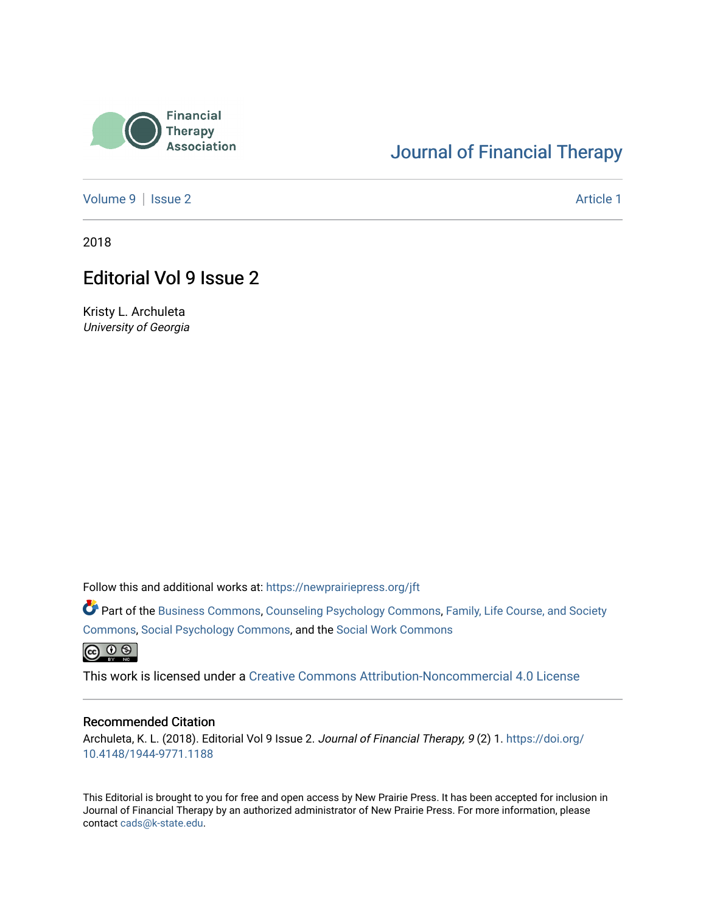Financial Therapy Association

Journal of Financial Therapy

Volume 9 | Issue 2 Article 1

2018

# Editorial Vol 9 Issue 2

Kristy L. Archuleta
*University of Georgia*

Follow this and additional works at: https://newprairiepress.org/jft

Part of the Business Commons, Counseling Psychology Commons, Family, Life Course, and Society Commons, Social Psychology Commons, and the Social Work Commons

This work is licensed under a Creative Commons Attribution-Noncommercial 4.0 License

## Recommended Citation

Archuleta, K. L. (2018). Editorial Vol 9 Issue 2. *Journal of Financial Therapy, 9* (2) 1. https://doi.org/10.4148/1944-9771.1188

This Editorial is brought to you for free and open access by New Prairie Press. It has been accepted for inclusion in Journal of Financial Therapy by an authorized administrator of New Prairie Press. For more information, please contact cads@k-state.edu.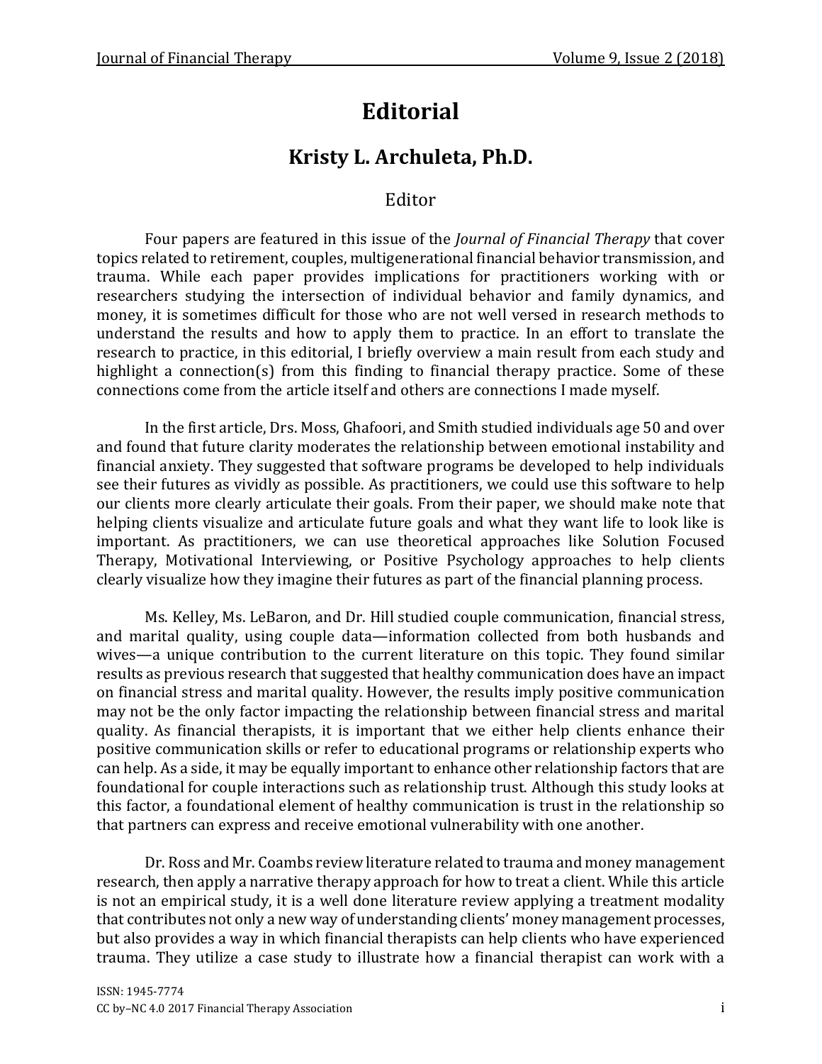# Editorial

## Kristy L. Archuleta, Ph.D.

Editor

Four papers are featured in this issue of the *Journal of Financial Therapy* that cover topics related to retirement, couples, multigenerational financial behavior transmission, and trauma. While each paper provides implications for practitioners working with or researchers studying the intersection of individual behavior and family dynamics, and money, it is sometimes difficult for those who are not well versed in research methods to understand the results and how to apply them to practice. In an effort to translate the research to practice, in this editorial, I briefly overview a main result from each study and highlight a connection(s) from this finding to financial therapy practice. Some of these connections come from the article itself and others are connections I made myself.

In the first article, Drs. Moss, Ghafoori, and Smith studied individuals age 50 and over and found that future clarity moderates the relationship between emotional instability and financial anxiety. They suggested that software programs be developed to help individuals see their futures as vividly as possible. As practitioners, we could use this software to help our clients more clearly articulate their goals. From their paper, we should make note that helping clients visualize and articulate future goals and what they want life to look like is important. As practitioners, we can use theoretical approaches like Solution Focused Therapy, Motivational Interviewing, or Positive Psychology approaches to help clients clearly visualize how they imagine their futures as part of the financial planning process.

Ms. Kelley, Ms. LeBaron, and Dr. Hill studied couple communication, financial stress, and marital quality, using couple data—information collected from both husbands and wives—a unique contribution to the current literature on this topic. They found similar results as previous research that suggested that healthy communication does have an impact on financial stress and marital quality. However, the results imply positive communication may not be the only factor impacting the relationship between financial stress and marital quality. As financial therapists, it is important that we either help clients enhance their positive communication skills or refer to educational programs or relationship experts who can help. As a side, it may be equally important to enhance other relationship factors that are foundational for couple interactions such as relationship trust. Although this study looks at this factor, a foundational element of healthy communication is trust in the relationship so that partners can express and receive emotional vulnerability with one another.

Dr. Ross and Mr. Coambs review literature related to trauma and money management research, then apply a narrative therapy approach for how to treat a client. While this article is not an empirical study, it is a well done literature review applying a treatment modality that contributes not only a new way of understanding clients' money management processes, but also provides a way in which financial therapists can help clients who have experienced trauma. They utilize a case study to illustrate how a financial therapist can work with a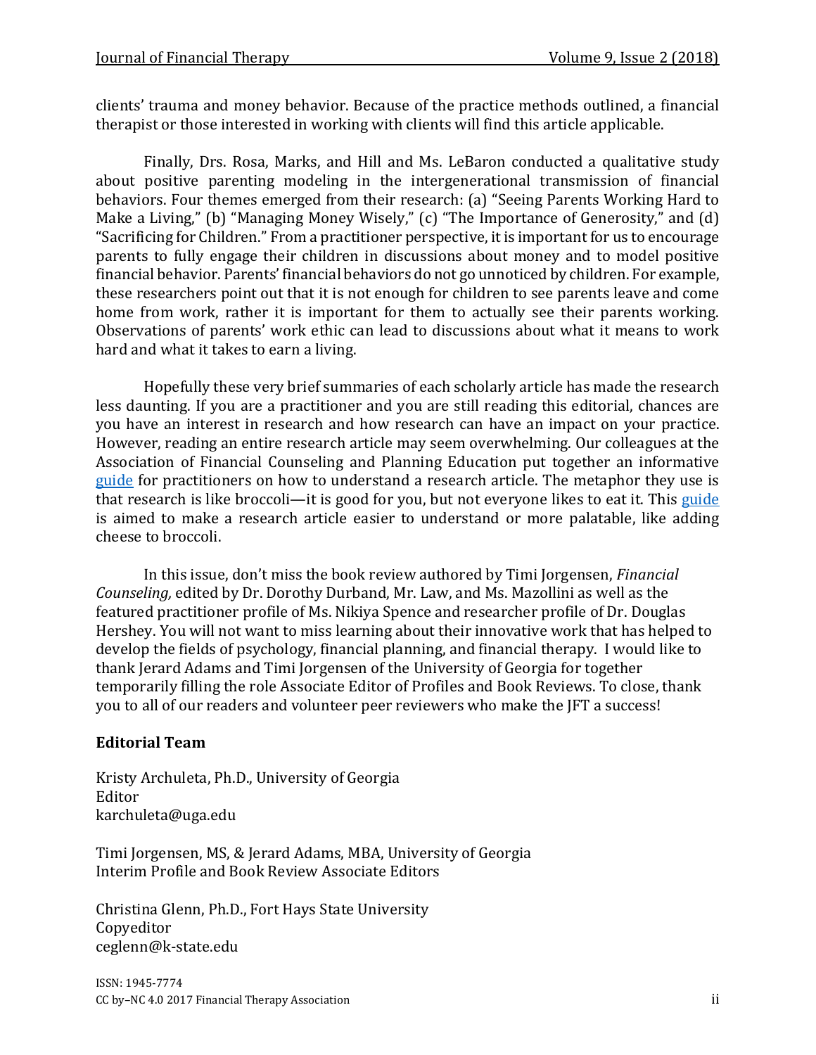clients' trauma and money behavior. Because of the practice methods outlined, a financial therapist or those interested in working with clients will find this article applicable.

Finally, Drs. Rosa, Marks, and Hill and Ms. LeBaron conducted a qualitative study about positive parenting modeling in the intergenerational transmission of financial behaviors. Four themes emerged from their research: (a) "Seeing Parents Working Hard to Make a Living," (b) "Managing Money Wisely," (c) "The Importance of Generosity," and (d) "Sacrificing for Children." From a practitioner perspective, it is important for us to encourage parents to fully engage their children in discussions about money and to model positive financial behavior. Parents' financial behaviors do not go unnoticed by children. For example, these researchers point out that it is not enough for children to see parents leave and come home from work, rather it is important for them to actually see their parents working. Observations of parents' work ethic can lead to discussions about what it means to work hard and what it takes to earn a living.

Hopefully these very brief summaries of each scholarly article has made the research less daunting. If you are a practitioner and you are still reading this editorial, chances are you have an interest in research and how research can have an impact on your practice. However, reading an entire research article may seem overwhelming. Our colleagues at the Association of Financial Counseling and Planning Education put together an informative guide for practitioners on how to understand a research article. The metaphor they use is that research is like broccoli—it is good for you, but not everyone likes to eat it. This guide is aimed to make a research article easier to understand or more palatable, like adding cheese to broccoli.

In this issue, don't miss the book review authored by Timi Jorgensen, *Financial Counseling,* edited by Dr. Dorothy Durband, Mr. Law, and Ms. Mazollini as well as the featured practitioner profile of Ms. Nikiya Spence and researcher profile of Dr. Douglas Hershey. You will not want to miss learning about their innovative work that has helped to develop the fields of psychology, financial planning, and financial therapy. I would like to thank Jerard Adams and Timi Jorgensen of the University of Georgia for together temporarily filling the role Associate Editor of Profiles and Book Reviews. To close, thank you to all of our readers and volunteer peer reviewers who make the JFT a success!

**Editorial Team**

Kristy Archuleta, Ph.D., University of Georgia
Editor
karchuleta@uga.edu

Timi Jorgensen, MS, & Jerard Adams, MBA, University of Georgia
Interim Profile and Book Review Associate Editors

Christina Glenn, Ph.D., Fort Hays State University
Copyeditor
ceglenn@k-state.edu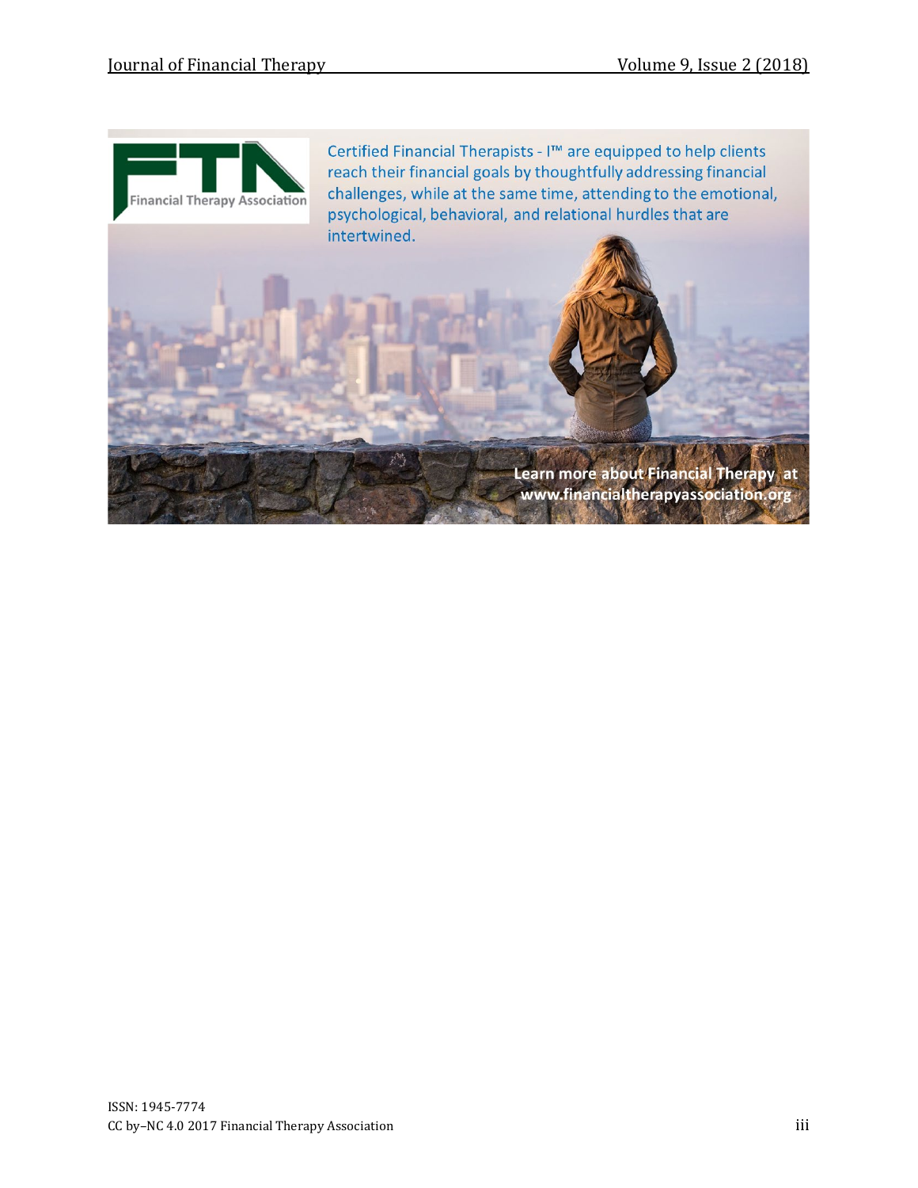Financial Therapy Association

Certified Financial Therapists - I™ are equipped to help clients reach their financial goals by thoughtfully addressing financial challenges, while at the same time, attending to the emotional, psychological, behavioral, and relational hurdles that are intertwined.

**Learn more about Financial Therapy at www.financialtherapyassociation.org**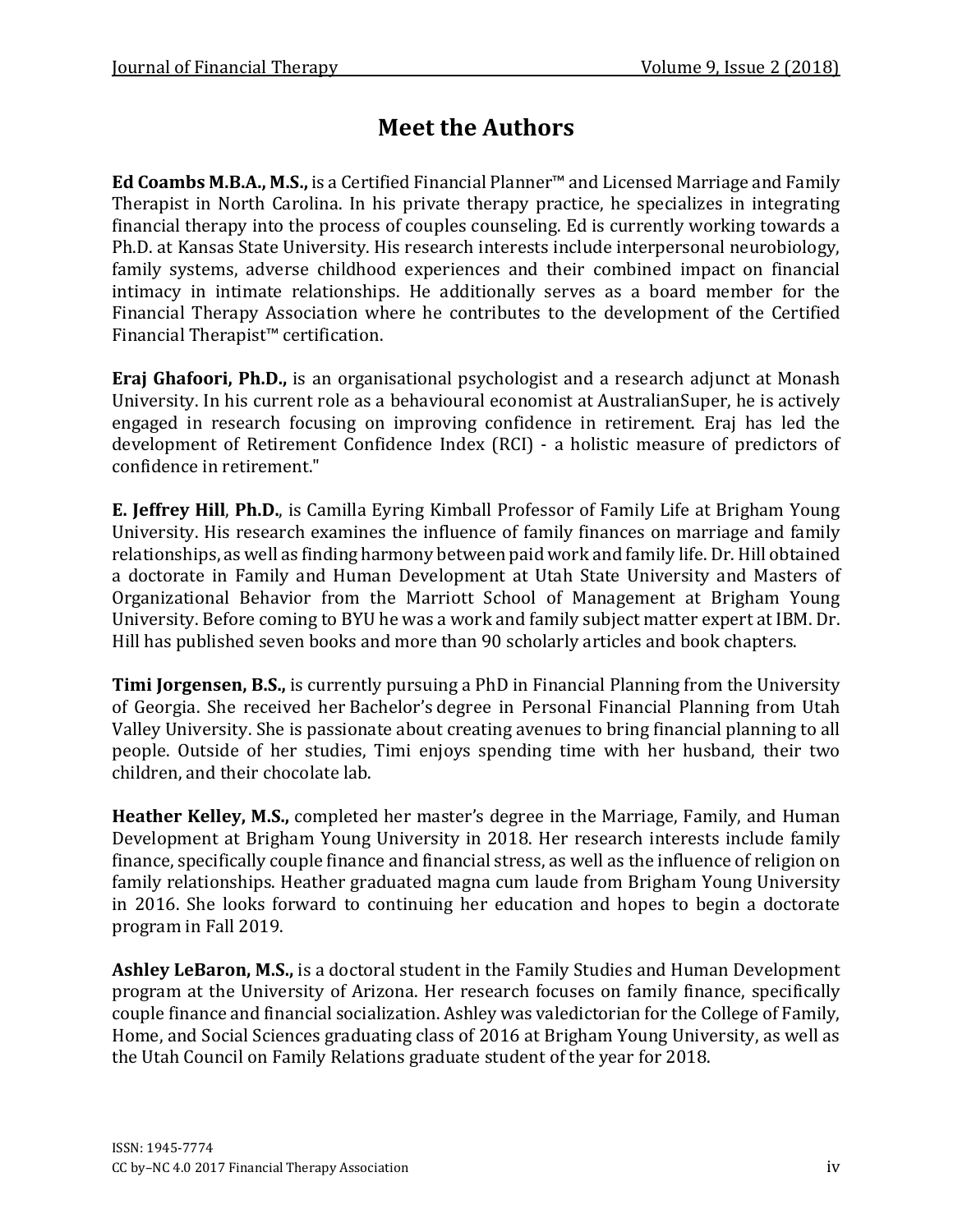# Meet the Authors

**Ed Coambs M.B.A., M.S.,** is a Certified Financial Planner™ and Licensed Marriage and Family Therapist in North Carolina. In his private therapy practice, he specializes in integrating financial therapy into the process of couples counseling. Ed is currently working towards a Ph.D. at Kansas State University. His research interests include interpersonal neurobiology, family systems, adverse childhood experiences and their combined impact on financial intimacy in intimate relationships. He additionally serves as a board member for the Financial Therapy Association where he contributes to the development of the Certified Financial Therapist™ certification.

**Eraj Ghafoori, Ph.D.,** is an organisational psychologist and a research adjunct at Monash University. In his current role as a behavioural economist at AustralianSuper, he is actively engaged in research focusing on improving confidence in retirement. Eraj has led the development of Retirement Confidence Index (RCI) - a holistic measure of predictors of confidence in retirement."

**E. Jeffrey Hill**, **Ph.D.**, is Camilla Eyring Kimball Professor of Family Life at Brigham Young University. His research examines the influence of family finances on marriage and family relationships, as well as finding harmony between paid work and family life. Dr. Hill obtained a doctorate in Family and Human Development at Utah State University and Masters of Organizational Behavior from the Marriott School of Management at Brigham Young University. Before coming to BYU he was a work and family subject matter expert at IBM. Dr. Hill has published seven books and more than 90 scholarly articles and book chapters.

**Timi Jorgensen, B.S.,** is currently pursuing a PhD in Financial Planning from the University of Georgia. She received her Bachelor's degree in Personal Financial Planning from Utah Valley University. She is passionate about creating avenues to bring financial planning to all people. Outside of her studies, Timi enjoys spending time with her husband, their two children, and their chocolate lab.

**Heather Kelley, M.S.,** completed her master's degree in the Marriage, Family, and Human Development at Brigham Young University in 2018. Her research interests include family finance, specifically couple finance and financial stress, as well as the influence of religion on family relationships. Heather graduated magna cum laude from Brigham Young University in 2016. She looks forward to continuing her education and hopes to begin a doctorate program in Fall 2019.

**Ashley LeBaron, M.S.,** is a doctoral student in the Family Studies and Human Development program at the University of Arizona. Her research focuses on family finance, specifically couple finance and financial socialization. Ashley was valedictorian for the College of Family, Home, and Social Sciences graduating class of 2016 at Brigham Young University, as well as the Utah Council on Family Relations graduate student of the year for 2018.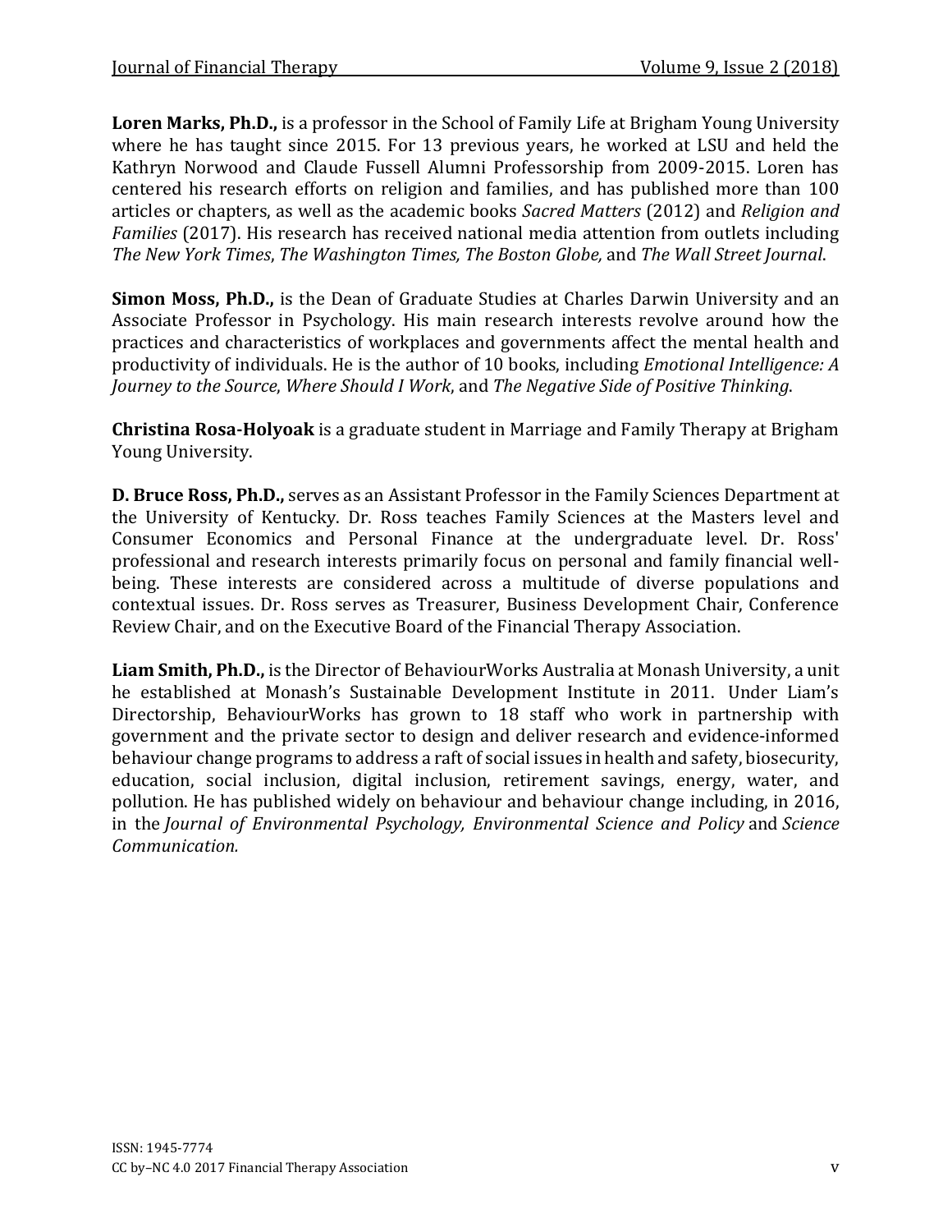**Loren Marks, Ph.D.,** is a professor in the School of Family Life at Brigham Young University where he has taught since 2015. For 13 previous years, he worked at LSU and held the Kathryn Norwood and Claude Fussell Alumni Professorship from 2009-2015. Loren has centered his research efforts on religion and families, and has published more than 100 articles or chapters, as well as the academic books *Sacred Matters* (2012) and *Religion and Families* (2017). His research has received national media attention from outlets including *The New York Times*, *The Washington Times, The Boston Globe,* and *The Wall Street Journal*.

**Simon Moss, Ph.D.,** is the Dean of Graduate Studies at Charles Darwin University and an Associate Professor in Psychology. His main research interests revolve around how the practices and characteristics of workplaces and governments affect the mental health and productivity of individuals. He is the author of 10 books, including *Emotional Intelligence: A Journey to the Source*, *Where Should I Work*, and *The Negative Side of Positive Thinking*.

**Christina Rosa-Holyoak** is a graduate student in Marriage and Family Therapy at Brigham Young University.

**D. Bruce Ross, Ph.D.,** serves as an Assistant Professor in the Family Sciences Department at the University of Kentucky. Dr. Ross teaches Family Sciences at the Masters level and Consumer Economics and Personal Finance at the undergraduate level. Dr. Ross' professional and research interests primarily focus on personal and family financial well-being. These interests are considered across a multitude of diverse populations and contextual issues. Dr. Ross serves as Treasurer, Business Development Chair, Conference Review Chair, and on the Executive Board of the Financial Therapy Association.

**Liam Smith, Ph.D.,** is the Director of BehaviourWorks Australia at Monash University, a unit he established at Monash's Sustainable Development Institute in 2011. Under Liam's Directorship, BehaviourWorks has grown to 18 staff who work in partnership with government and the private sector to design and deliver research and evidence-informed behaviour change programs to address a raft of social issues in health and safety, biosecurity, education, social inclusion, digital inclusion, retirement savings, energy, water, and pollution. He has published widely on behaviour and behaviour change including, in 2016, in the *Journal of Environmental Psychology, Environmental Science and Policy* and *Science Communication.*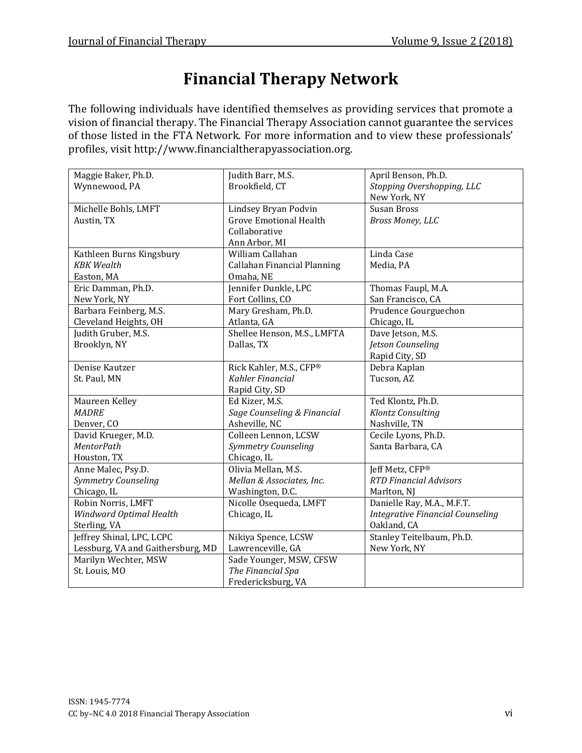# Financial Therapy Network

The following individuals have identified themselves as providing services that promote a vision of financial therapy. The Financial Therapy Association cannot guarantee the services of those listed in the FTA Network. For more information and to view these professionals' profiles, visit http://www.financialtherapyassociation.org.

| | | |
|---|---|---|
| Maggie Baker, Ph.D.<br>Wynnewood, PA | Judith Barr, M.S.<br>Brookfield, CT | April Benson, Ph.D.<br>*Stopping Overshopping, LLC*<br>New York, NY |
| Michelle Bohls, LMFT<br>Austin, TX | Lindsey Bryan Podvin<br>Grove Emotional Health Collaborative<br>Ann Arbor, MI | Susan Bross<br>*Bross Money, LLC* |
| Kathleen Burns Kingsbury<br>*KBK Wealth*<br>Easton, MA | William Callahan<br>Callahan Financial Planning<br>Omaha, NE | Linda Case<br>Media, PA |
| Eric Damman, Ph.D.<br>New York, NY | Jennifer Dunkle, LPC<br>Fort Collins, CO | Thomas Faupl, M.A.<br>San Francisco, CA |
| Barbara Feinberg, M.S.<br>Cleveland Heights, OH | Mary Gresham, Ph.D.<br>Atlanta, GA | Prudence Gourguechon<br>Chicago, IL |
| Judith Gruber, M.S.<br>Brooklyn, NY | Shellee Henson, M.S., LMFTA<br>Dallas, TX | Dave Jetson, M.S.<br>*Jetson Counseling*<br>Rapid City, SD |
| Denise Kautzer<br>St. Paul, MN | Rick Kahler, M.S., CFP®<br>*Kahler Financial*<br>Rapid City, SD | Debra Kaplan<br>Tucson, AZ |
| Maureen Kelley<br>*MADRE*<br>Denver, CO | Ed Kizer, M.S.<br>*Sage Counseling & Financial*<br>Asheville, NC | Ted Klontz, Ph.D.<br>*Klontz Consulting*<br>Nashville, TN |
| David Krueger, M.D.<br>*MentorPath*<br>Houston, TX | Colleen Lennon, LCSW<br>*Symmetry Counseling*<br>Chicago, IL | Cecile Lyons, Ph.D.<br>Santa Barbara, CA |
| Anne Malec, Psy.D.<br>*Symmetry Counseling*<br>Chicago, IL | Olivia Mellan, M.S.<br>*Mellan & Associates, Inc.*<br>Washington, D.C. | Jeff Metz, CFP®<br>*RTD Financial Advisors*<br>Marlton, NJ |
| Robin Norris, LMFT<br>*Windward Optimal Health*<br>Sterling, VA | Nicolle Osequeda, LMFT<br>Chicago, IL | Danielle Ray, M.A., M.F.T.<br>*Integrative Financial Counseling*<br>Oakland, CA |
| Jeffrey Shinal, LPC, LCPC<br>Lessburg, VA and Gaithersburg, MD | Nikiya Spence, LCSW<br>Lawrenceville, GA | Stanley Teitelbaum, Ph.D.<br>New York, NY |
| Marilyn Wechter, MSW<br>St. Louis, MO | Sade Younger, MSW, CFSW<br>*The Financial Spa*<br>Fredericksburg, VA | |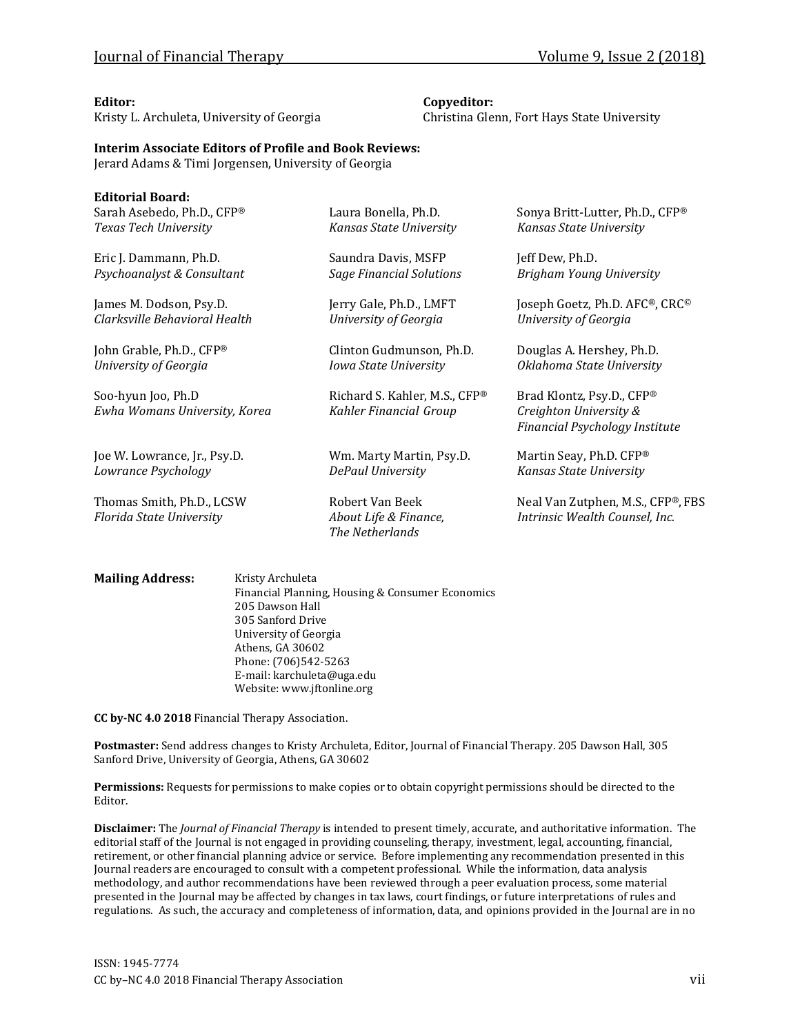**Editor:**
Kristy L. Archuleta, University of Georgia

**Copyeditor:**
Christina Glenn, Fort Hays State University

**Interim Associate Editors of Profile and Book Reviews:**
Jerard Adams & Timi Jorgensen, University of Georgia

**Editorial Board:**

Sarah Asebedo, Ph.D., CFP®
*Texas Tech University*

Laura Bonella, Ph.D.
*Kansas State University*

Sonya Britt-Lutter, Ph.D., CFP®
*Kansas State University*

Eric J. Dammann, Ph.D.
*Psychoanalyst & Consultant*

Saundra Davis, MSFP
*Sage Financial Solutions*

Jeff Dew, Ph.D.
*Brigham Young University*

James M. Dodson, Psy.D.
*Clarksville Behavioral Health*

Jerry Gale, Ph.D., LMFT
*University of Georgia*

Joseph Goetz, Ph.D. AFC®, CRC©
*University of Georgia*

John Grable, Ph.D., CFP®
*University of Georgia*

Clinton Gudmunson, Ph.D.
*Iowa State University*

Douglas A. Hershey, Ph.D.
*Oklahoma State University*

Soo-hyun Joo, Ph.D
*Ewha Womans University, Korea*

Richard S. Kahler, M.S., CFP®
*Kahler Financial Group*

Brad Klontz, Psy.D., CFP®
*Creighton University & Financial Psychology Institute*

Joe W. Lowrance, Jr., Psy.D.
*Lowrance Psychology*

Wm. Marty Martin, Psy.D.
*DePaul University*

Martin Seay, Ph.D. CFP®
*Kansas State University*

Thomas Smith, Ph.D., LCSW
*Florida State University*

Robert Van Beek
*About Life & Finance, The Netherlands*

Neal Van Zutphen, M.S., CFP®, FBS
*Intrinsic Wealth Counsel, Inc.*

**Mailing Address:**
Kristy Archuleta
Financial Planning, Housing & Consumer Economics
205 Dawson Hall
305 Sanford Drive
University of Georgia
Athens, GA 30602
Phone: (706)542-5263
E-mail: karchuleta@uga.edu
Website: www.jftonline.org

**CC by-NC 4.0 2018** Financial Therapy Association.

**Postmaster:** Send address changes to Kristy Archuleta, Editor, Journal of Financial Therapy. 205 Dawson Hall, 305 Sanford Drive, University of Georgia, Athens, GA 30602

**Permissions:** Requests for permissions to make copies or to obtain copyright permissions should be directed to the Editor.

**Disclaimer:** The *Journal of Financial Therapy* is intended to present timely, accurate, and authoritative information. The editorial staff of the Journal is not engaged in providing counseling, therapy, investment, legal, accounting, financial, retirement, or other financial planning advice or service. Before implementing any recommendation presented in this Journal readers are encouraged to consult with a competent professional. While the information, data analysis methodology, and author recommendations have been reviewed through a peer evaluation process, some material presented in the Journal may be affected by changes in tax laws, court findings, or future interpretations of rules and regulations. As such, the accuracy and completeness of information, data, and opinions provided in the Journal are in no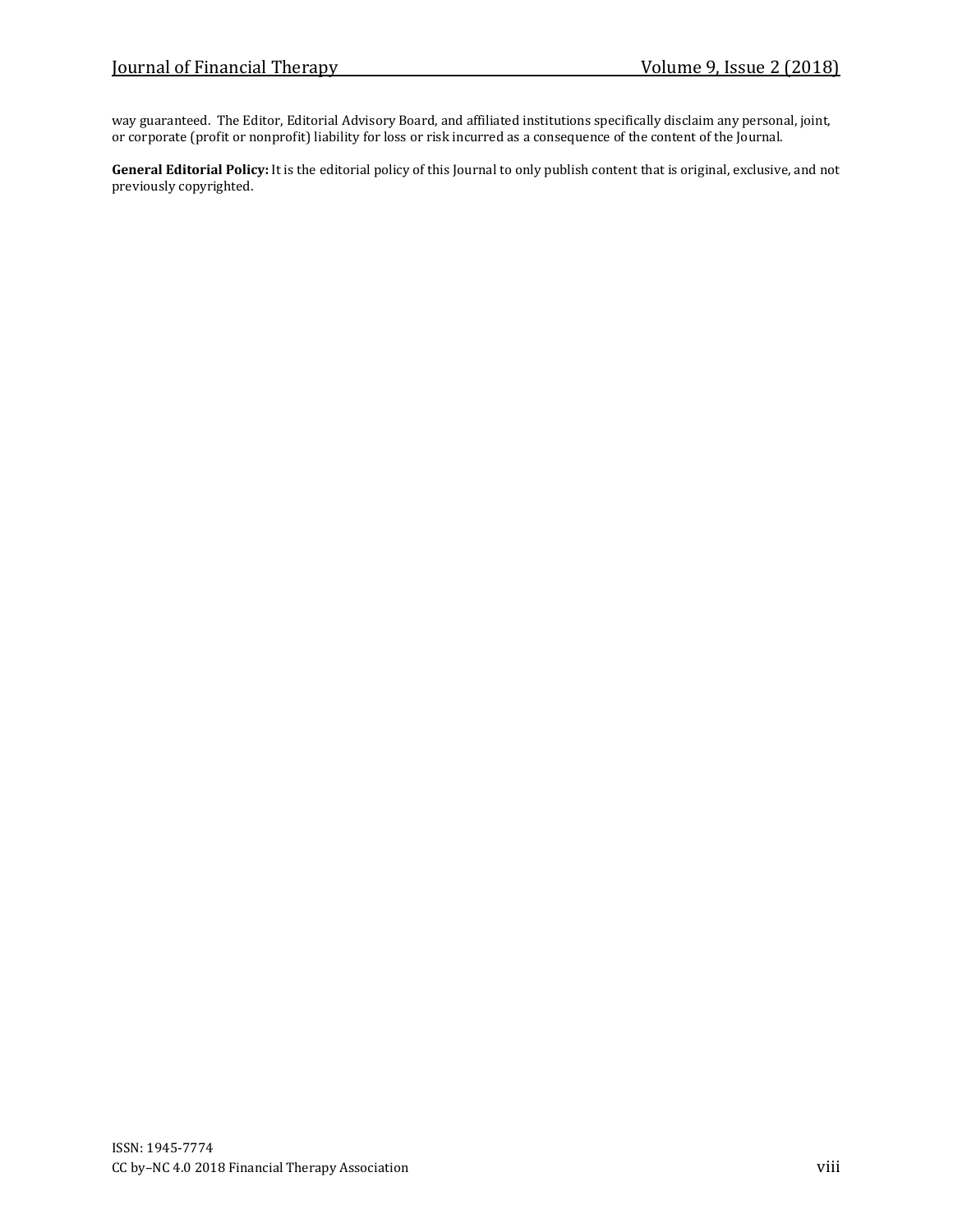way guaranteed. The Editor, Editorial Advisory Board, and affiliated institutions specifically disclaim any personal, joint, or corporate (profit or nonprofit) liability for loss or risk incurred as a consequence of the content of the Journal.

**General Editorial Policy:** It is the editorial policy of this Journal to only publish content that is original, exclusive, and not previously copyrighted.